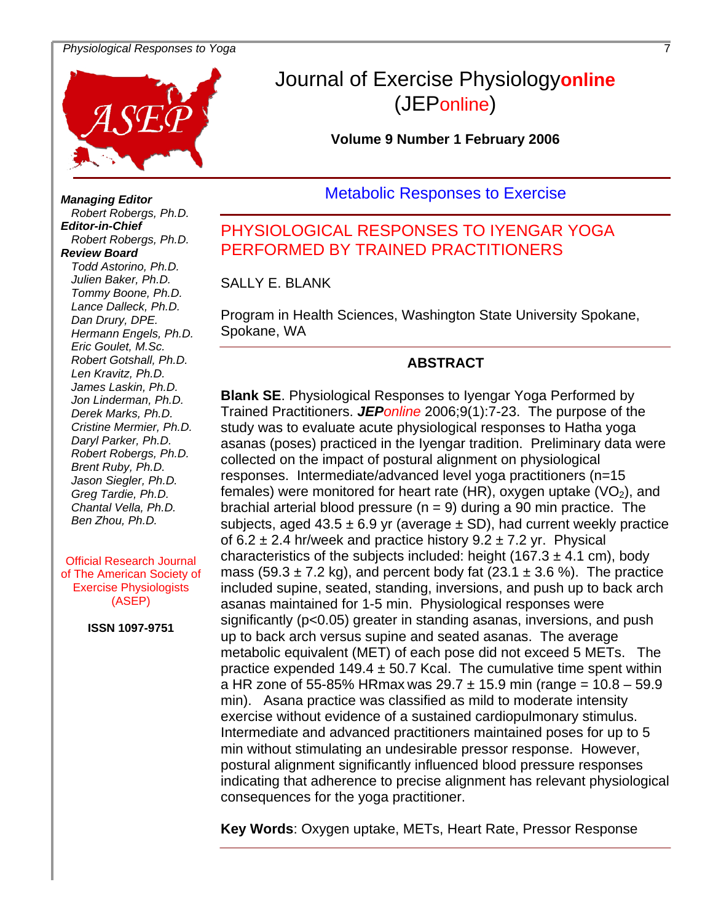# Journal of Exercise Physiologyonline (JEPonline)

**Volume 9 Number 1 February 2006**

***Managing Editor***
*Robert Robergs, Ph.D.*
***Editor-in-Chief***
*Robert Robergs, Ph.D.*
***Review Board***
*Todd Astorino, Ph.D.*
*Julien Baker, Ph.D.*
*Tommy Boone, Ph.D.*
*Lance Dalleck, Ph.D.*
*Dan Drury, DPE.*
*Hermann Engels, Ph.D.*
*Eric Goulet, M.Sc.*
*Robert Gotshall, Ph.D.*
*Len Kravitz, Ph.D.*
*James Laskin, Ph.D.*
*Jon Linderman, Ph.D.*
*Derek Marks, Ph.D.*
*Cristine Mermier, Ph.D.*
*Daryl Parker, Ph.D.*
*Robert Robergs, Ph.D.*
*Brent Ruby, Ph.D.*
*Jason Siegler, Ph.D.*
*Greg Tardie, Ph.D.*
*Chantal Vella, Ph.D.*
*Ben Zhou, Ph.D.*

Official Research Journal of The American Society of Exercise Physiologists (ASEP)

**ISSN 1097-9751**

## Metabolic Responses to Exercise

# PHYSIOLOGICAL RESPONSES TO IYENGAR YOGA PERFORMED BY TRAINED PRACTITIONERS

SALLY E. BLANK

Program in Health Sciences, Washington State University Spokane, Spokane, WA

## ABSTRACT

**Blank SE**. Physiological Responses to Iyengar Yoga Performed by Trained Practitioners. ***JEP****online* 2006;9(1):7-23. The purpose of the study was to evaluate acute physiological responses to Hatha yoga asanas (poses) practiced in the Iyengar tradition. Preliminary data were collected on the impact of postural alignment on physiological responses. Intermediate/advanced level yoga practitioners (n=15 females) were monitored for heart rate (HR), oxygen uptake ($VO_2$), and brachial arterial blood pressure (n = 9) during a 90 min practice. The subjects, aged 43.5 ± 6.9 yr (average ± SD), had current weekly practice of 6.2 ± 2.4 hr/week and practice history 9.2 ± 7.2 yr. Physical characteristics of the subjects included: height (167.3 ± 4.1 cm), body mass (59.3 ± 7.2 kg), and percent body fat (23.1 ± 3.6 %). The practice included supine, seated, standing, inversions, and push up to back arch asanas maintained for 1-5 min. Physiological responses were significantly ($p<0.05$) greater in standing asanas, inversions, and push up to back arch versus supine and seated asanas. The average metabolic equivalent (MET) of each pose did not exceed 5 METs. The practice expended 149.4 ± 50.7 Kcal. The cumulative time spent within a HR zone of 55-85% HRmax was 29.7 ± 15.9 min (range = 10.8 – 59.9 min). Asana practice was classified as mild to moderate intensity exercise without evidence of a sustained cardiopulmonary stimulus. Intermediate and advanced practitioners maintained poses for up to 5 min without stimulating an undesirable pressor response. However, postural alignment significantly influenced blood pressure responses indicating that adherence to precise alignment has relevant physiological consequences for the yoga practitioner.

**Key Words**: Oxygen uptake, METs, Heart Rate, Pressor Response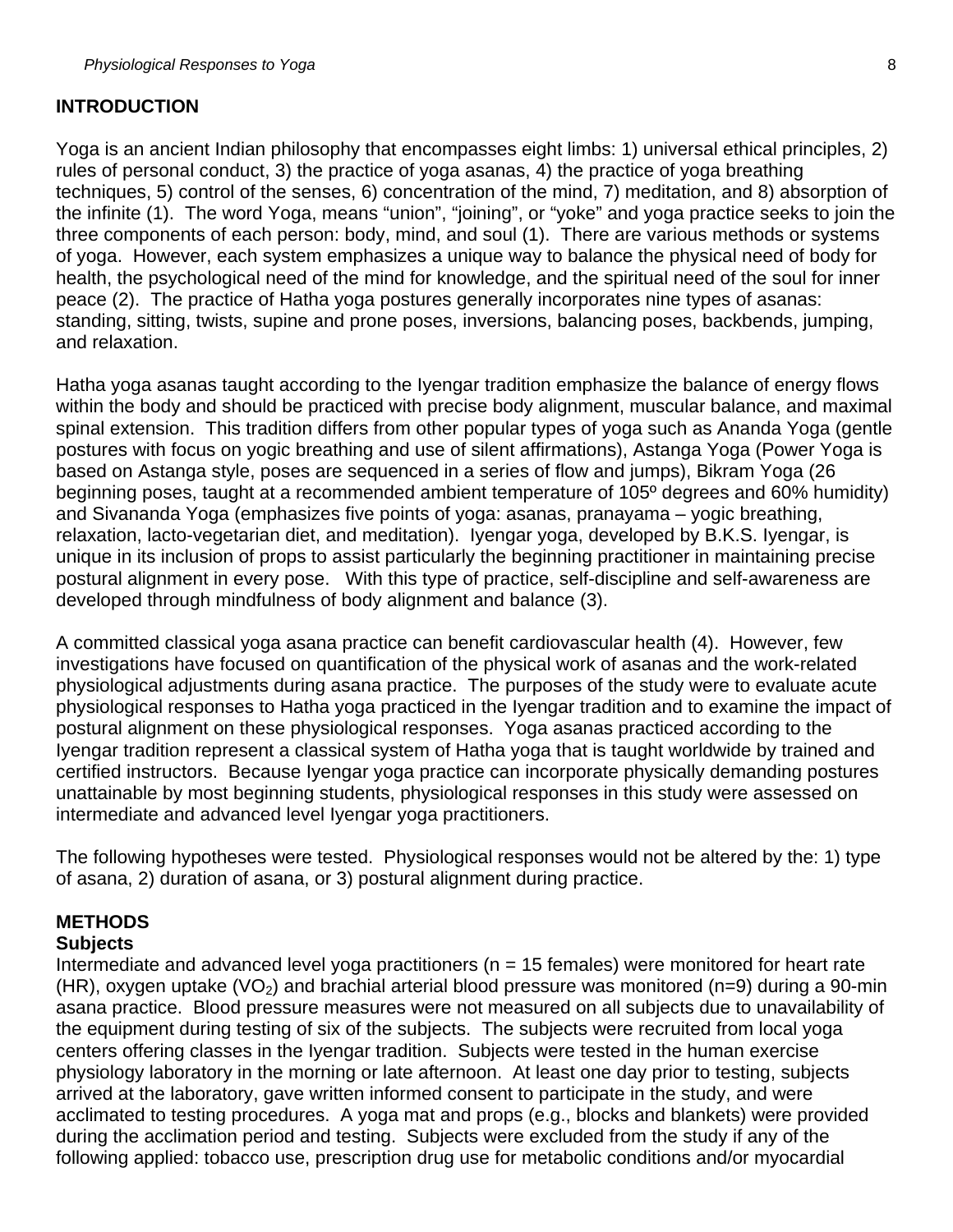## INTRODUCTION

Yoga is an ancient Indian philosophy that encompasses eight limbs: 1) universal ethical principles, 2) rules of personal conduct, 3) the practice of yoga asanas, 4) the practice of yoga breathing techniques, 5) control of the senses, 6) concentration of the mind, 7) meditation, and 8) absorption of the infinite (1). The word Yoga, means "union", "joining", or "yoke" and yoga practice seeks to join the three components of each person: body, mind, and soul (1). There are various methods or systems of yoga. However, each system emphasizes a unique way to balance the physical need of body for health, the psychological need of the mind for knowledge, and the spiritual need of the soul for inner peace (2). The practice of Hatha yoga postures generally incorporates nine types of asanas: standing, sitting, twists, supine and prone poses, inversions, balancing poses, backbends, jumping, and relaxation.

Hatha yoga asanas taught according to the Iyengar tradition emphasize the balance of energy flows within the body and should be practiced with precise body alignment, muscular balance, and maximal spinal extension. This tradition differs from other popular types of yoga such as Ananda Yoga (gentle postures with focus on yogic breathing and use of silent affirmations), Astanga Yoga (Power Yoga is based on Astanga style, poses are sequenced in a series of flow and jumps), Bikram Yoga (26 beginning poses, taught at a recommended ambient temperature of 105º degrees and 60% humidity) and Sivananda Yoga (emphasizes five points of yoga: asanas, pranayama – yogic breathing, relaxation, lacto-vegetarian diet, and meditation). Iyengar yoga, developed by B.K.S. Iyengar, is unique in its inclusion of props to assist particularly the beginning practitioner in maintaining precise postural alignment in every pose. With this type of practice, self-discipline and self-awareness are developed through mindfulness of body alignment and balance (3).

A committed classical yoga asana practice can benefit cardiovascular health (4). However, few investigations have focused on quantification of the physical work of asanas and the work-related physiological adjustments during asana practice. The purposes of the study were to evaluate acute physiological responses to Hatha yoga practiced in the Iyengar tradition and to examine the impact of postural alignment on these physiological responses. Yoga asanas practiced according to the Iyengar tradition represent a classical system of Hatha yoga that is taught worldwide by trained and certified instructors. Because Iyengar yoga practice can incorporate physically demanding postures unattainable by most beginning students, physiological responses in this study were assessed on intermediate and advanced level Iyengar yoga practitioners.

The following hypotheses were tested. Physiological responses would not be altered by the: 1) type of asana, 2) duration of asana, or 3) postural alignment during practice.

## METHODS

### Subjects

Intermediate and advanced level yoga practitioners (n = 15 females) were monitored for heart rate (HR), oxygen uptake ($VO_2$) and brachial arterial blood pressure was monitored (n=9) during a 90-min asana practice. Blood pressure measures were not measured on all subjects due to unavailability of the equipment during testing of six of the subjects. The subjects were recruited from local yoga centers offering classes in the Iyengar tradition. Subjects were tested in the human exercise physiology laboratory in the morning or late afternoon. At least one day prior to testing, subjects arrived at the laboratory, gave written informed consent to participate in the study, and were acclimated to testing procedures. A yoga mat and props (e.g., blocks and blankets) were provided during the acclimation period and testing. Subjects were excluded from the study if any of the following applied: tobacco use, prescription drug use for metabolic conditions and/or myocardial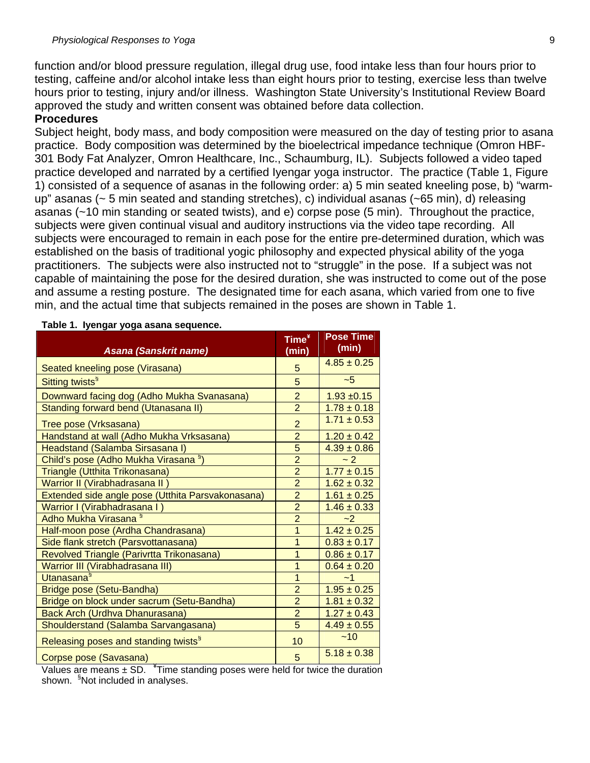function and/or blood pressure regulation, illegal drug use, food intake less than four hours prior to testing, caffeine and/or alcohol intake less than eight hours prior to testing, exercise less than twelve hours prior to testing, injury and/or illness. Washington State University's Institutional Review Board approved the study and written consent was obtained before data collection.

**Procedures**

Subject height, body mass, and body composition were measured on the day of testing prior to asana practice. Body composition was determined by the bioelectrical impedance technique (Omron HBF-301 Body Fat Analyzer, Omron Healthcare, Inc., Schaumburg, IL). Subjects followed a video taped practice developed and narrated by a certified Iyengar yoga instructor. The practice (Table 1, Figure 1) consisted of a sequence of asanas in the following order: a) 5 min seated kneeling pose, b) "warm-up" asanas (~ 5 min seated and standing stretches), c) individual asanas (~65 min), d) releasing asanas (~10 min standing or seated twists), and e) corpse pose (5 min). Throughout the practice, subjects were given continual visual and auditory instructions via the video tape recording. All subjects were encouraged to remain in each pose for the entire pre-determined duration, which was established on the basis of traditional yogic philosophy and expected physical ability of the yoga practitioners. The subjects were also instructed not to "struggle" in the pose. If a subject was not capable of maintaining the pose for the desired duration, she was instructed to come out of the pose and assume a resting posture. The designated time for each asana, which varied from one to five min, and the actual time that subjects remained in the poses are shown in Table 1.

**Table 1. Iyengar yoga asana sequence.**

| *Asana (Sanskrit name)* | Time[¥] (min) | Pose Time (min) |
|---|---|---|
| Seated kneeling pose (Virasana) | 5 | 4.85 ± 0.25 |
| Sitting twists[§] | 5 | ~5 |
| Downward facing dog (Adho Mukha Svanasana) | 2 | 1.93 ±0.15 |
| Standing forward bend (Utanasana II) | 2 | 1.78 ± 0.18 |
| Tree pose (Vrksasana) | 2 | 1.71 ± 0.53 |
| Handstand at wall (Adho Mukha Vrksasana) | 2 | 1.20 ± 0.42 |
| Headstand (Salamba Sirsasana I) | 5 | 4.39 ± 0.86 |
| Child's pose (Adho Mukha Virasana [§]) | 2 | ~ 2 |
| Triangle (Utthita Trikonasana) | 2 | 1.77 ± 0.15 |
| Warrior II (Virabhadrasana II ) | 2 | 1.62 ± 0.32 |
| Extended side angle pose (Utthita Parsvakonasana) | 2 | 1.61 ± 0.25 |
| Warrior I (Virabhadrasana I ) | 2 | 1.46 ± 0.33 |
| Adho Mukha Virasana [§] | 2 | ~2 |
| Half-moon pose (Ardha Chandrasana) | 1 | 1.42 ± 0.25 |
| Side flank stretch (Parsvottanasana) | 1 | 0.83 ± 0.17 |
| Revolved Triangle (Parivrtta Trikonasana) | 1 | 0.86 ± 0.17 |
| Warrior III (Virabhadrasana III) | 1 | 0.64 ± 0.20 |
| Utanasana[§] | 1 | ~1 |
| Bridge pose (Setu-Bandha) | 2 | 1.95 ± 0.25 |
| Bridge on block under sacrum (Setu-Bandha) | 2 | 1.81 ± 0.32 |
| Back Arch (Urdhva Dhanurasana) | 2 | 1.27 ± 0.43 |
| Shoulderstand (Salamba Sarvangasana) | 5 | 4.49 ± 0.55 |
| Releasing poses and standing twists[§] | 10 | ~10 |
| Corpse pose (Savasana) | 5 | 5.18 ± 0.38 |

Values are means ± SD. [¥]Time standing poses were held for twice the duration shown. [§]Not included in analyses.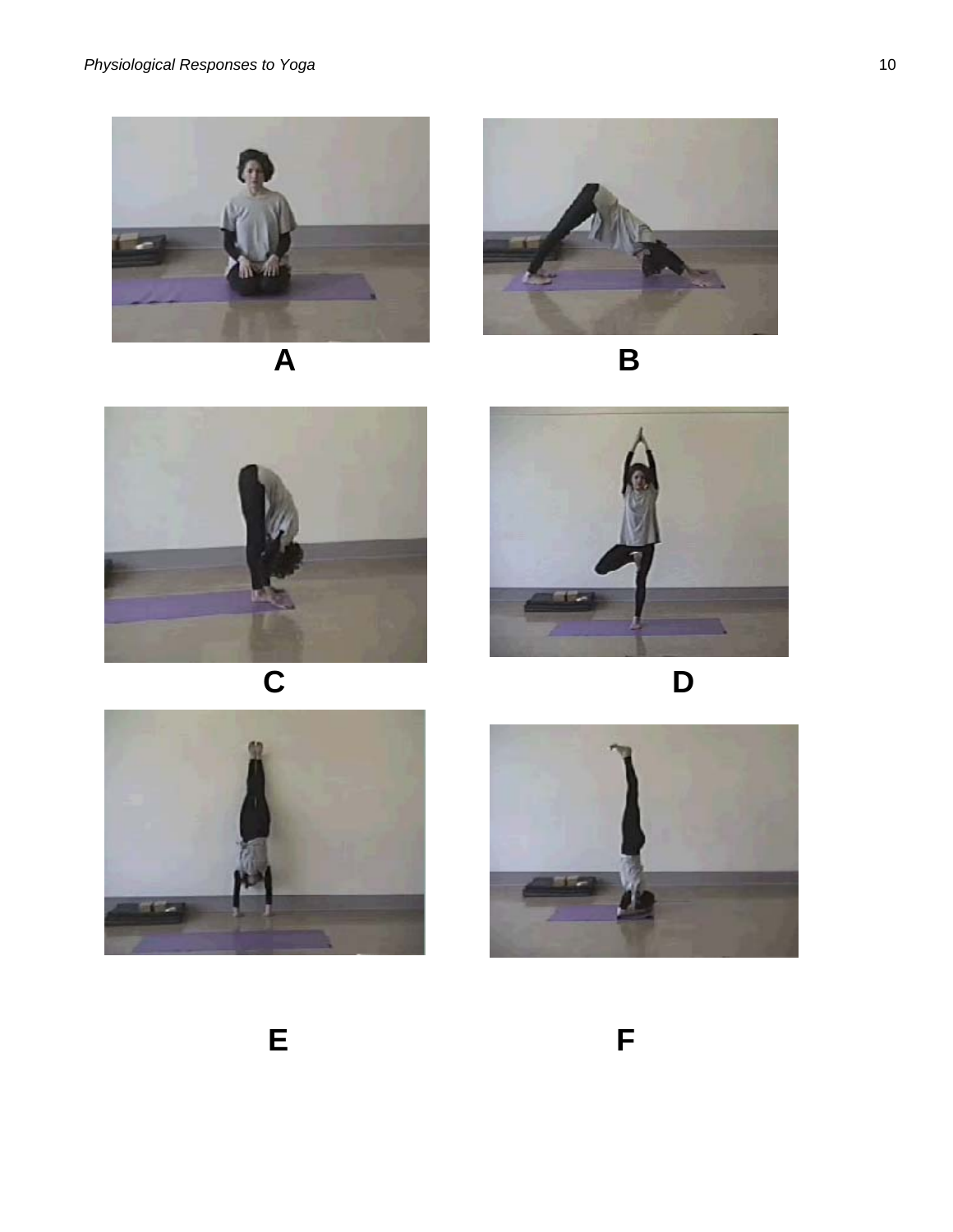A

B

C

D

E

F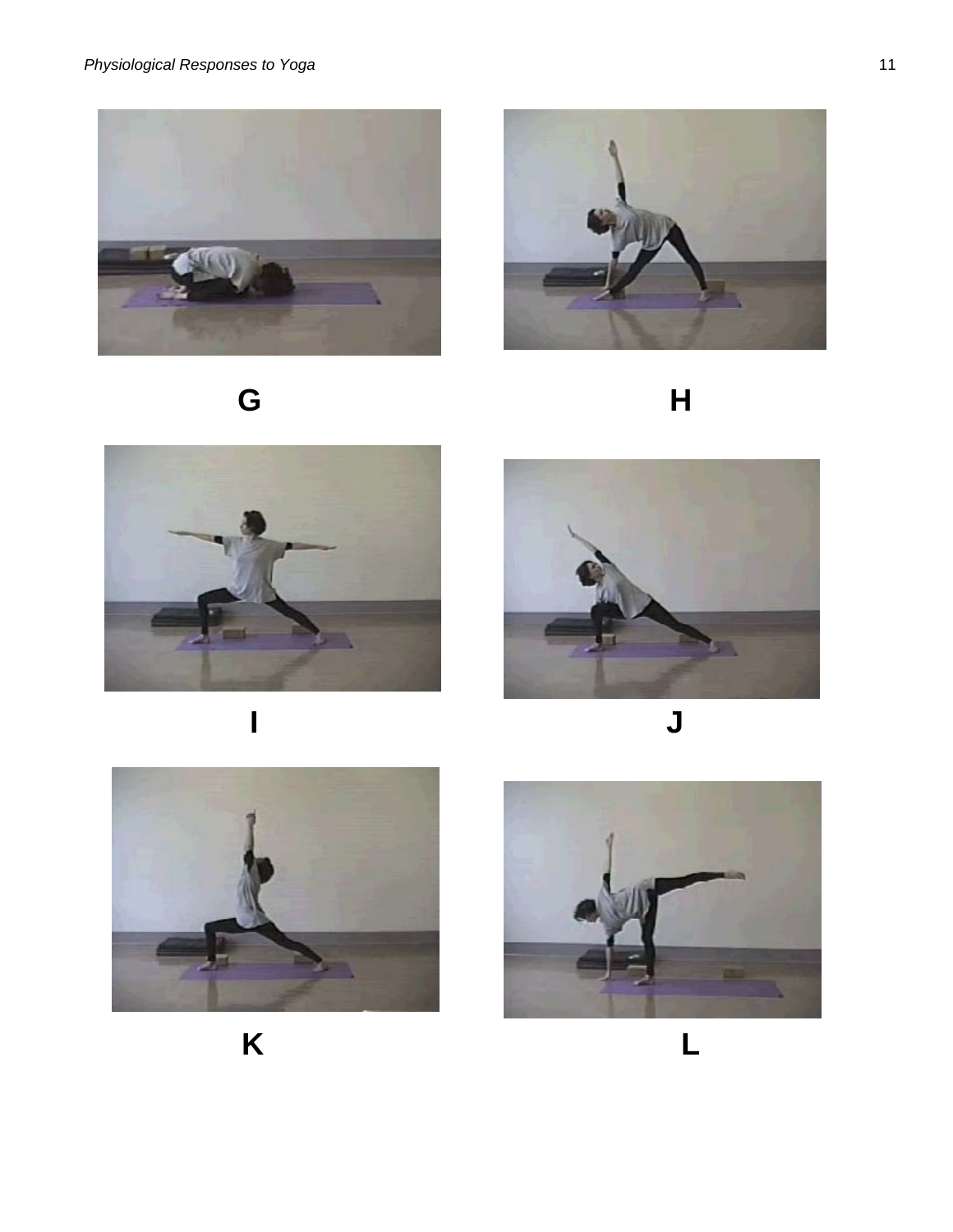G

H

I

J

K

L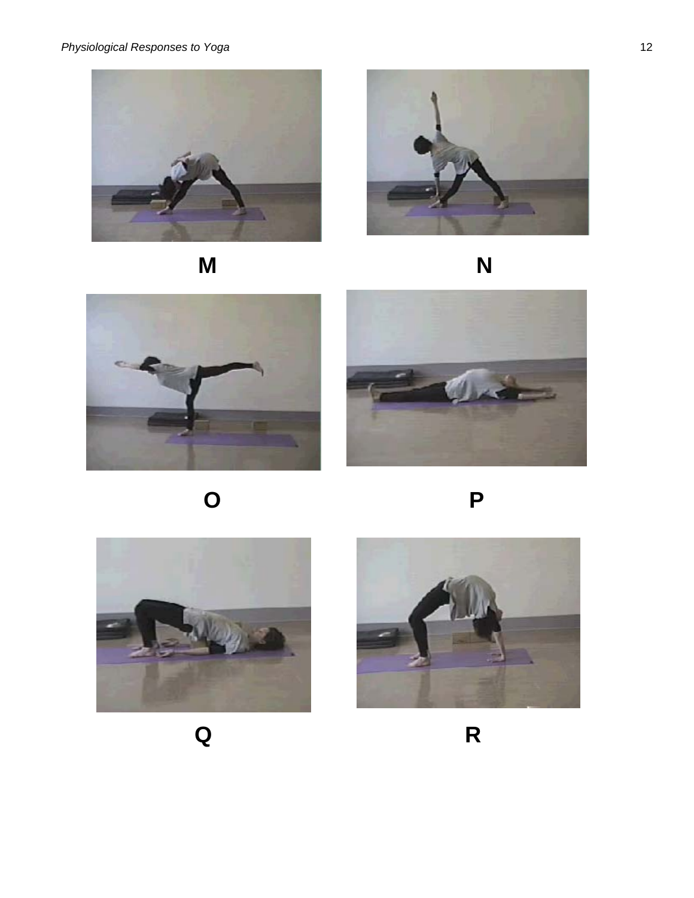M

N

O

P

Q

R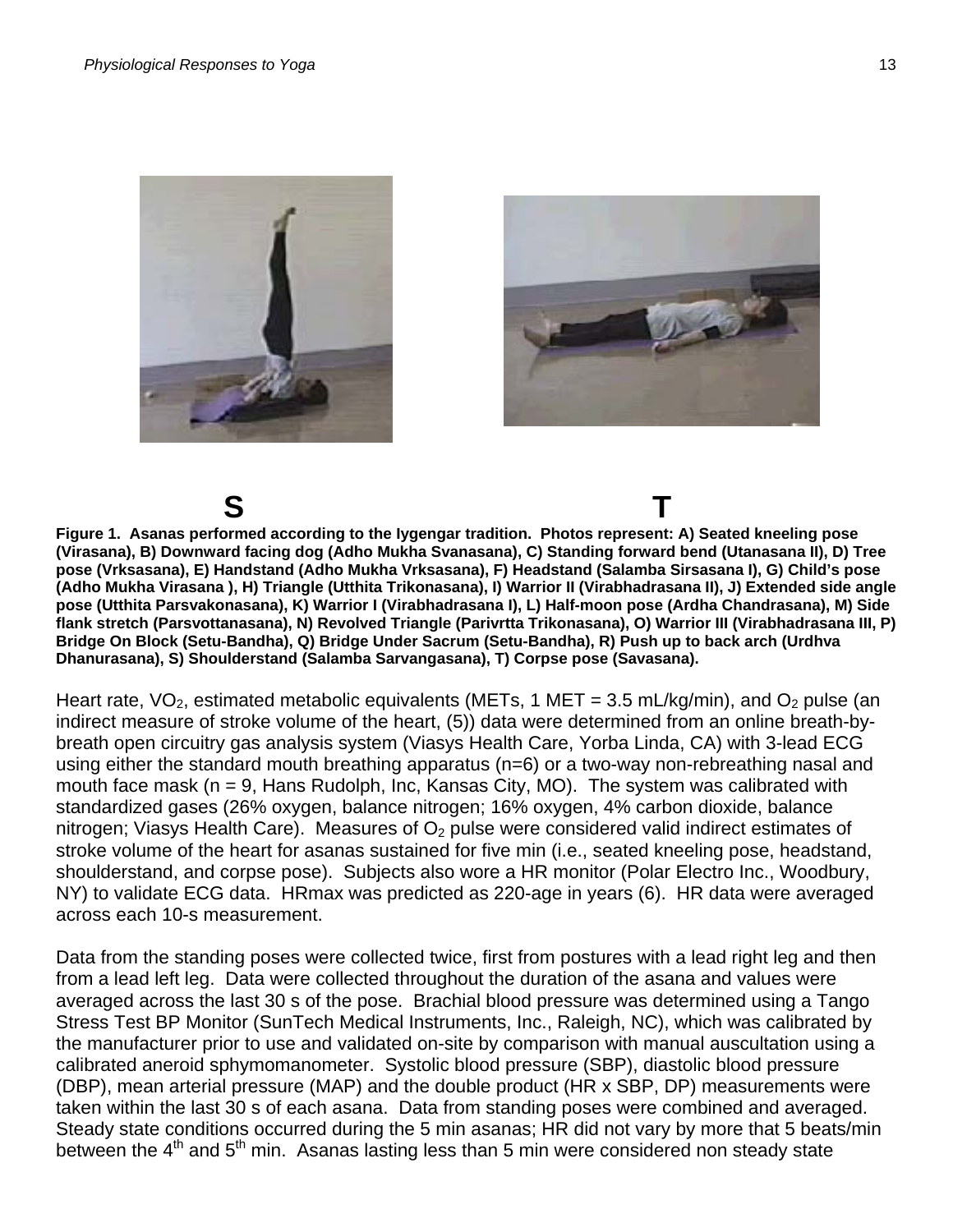S T

**Figure 1. Asanas performed according to the Iygengar tradition. Photos represent: A) Seated kneeling pose (Virasana), B) Downward facing dog (Adho Mukha Svanasana), C) Standing forward bend (Utanasana II), D) Tree pose (Vrksasana), E) Handstand (Adho Mukha Vrksasana), F) Headstand (Salamba Sirsasana I), G) Child's pose (Adho Mukha Virasana ), H) Triangle (Utthita Trikonasana), I) Warrior II (Virabhadrasana II), J) Extended side angle pose (Utthita Parsvakonasana), K) Warrior I (Virabhadrasana I), L) Half-moon pose (Ardha Chandrasana), M) Side flank stretch (Parsvottanasana), N) Revolved Triangle (Parivrtta Trikonasana), O) Warrior III (Virabhadrasana III, P) Bridge On Block (Setu-Bandha), Q) Bridge Under Sacrum (Setu-Bandha), R) Push up to back arch (Urdhva Dhanurasana), S) Shoulderstand (Salamba Sarvangasana), T) Corpse pose (Savasana).**

Heart rate, $VO_2$, estimated metabolic equivalents (METs, 1 MET = 3.5 mL/kg/min), and $O_2$ pulse (an indirect measure of stroke volume of the heart, (5)) data were determined from an online breath-by-breath open circuitry gas analysis system (Viasys Health Care, Yorba Linda, CA) with 3-lead ECG using either the standard mouth breathing apparatus (n=6) or a two-way non-rebreathing nasal and mouth face mask (n = 9, Hans Rudolph, Inc, Kansas City, MO). The system was calibrated with standardized gases (26% oxygen, balance nitrogen; 16% oxygen, 4% carbon dioxide, balance nitrogen; Viasys Health Care). Measures of $O_2$ pulse were considered valid indirect estimates of stroke volume of the heart for asanas sustained for five min (i.e., seated kneeling pose, headstand, shoulderstand, and corpse pose). Subjects also wore a HR monitor (Polar Electro Inc., Woodbury, NY) to validate ECG data. HRmax was predicted as 220-age in years (6). HR data were averaged across each 10-s measurement.

Data from the standing poses were collected twice, first from postures with a lead right leg and then from a lead left leg. Data were collected throughout the duration of the asana and values were averaged across the last 30 s of the pose. Brachial blood pressure was determined using a Tango Stress Test BP Monitor (SunTech Medical Instruments, Inc., Raleigh, NC), which was calibrated by the manufacturer prior to use and validated on-site by comparison with manual auscultation using a calibrated aneroid sphymomanometer. Systolic blood pressure (SBP), diastolic blood pressure (DBP), mean arterial pressure (MAP) and the double product (HR x SBP, DP) measurements were taken within the last 30 s of each asana. Data from standing poses were combined and averaged. Steady state conditions occurred during the 5 min asanas; HR did not vary by more that 5 beats/min between the 4$^{th}$ and 5$^{th}$ min. Asanas lasting less than 5 min were considered non steady state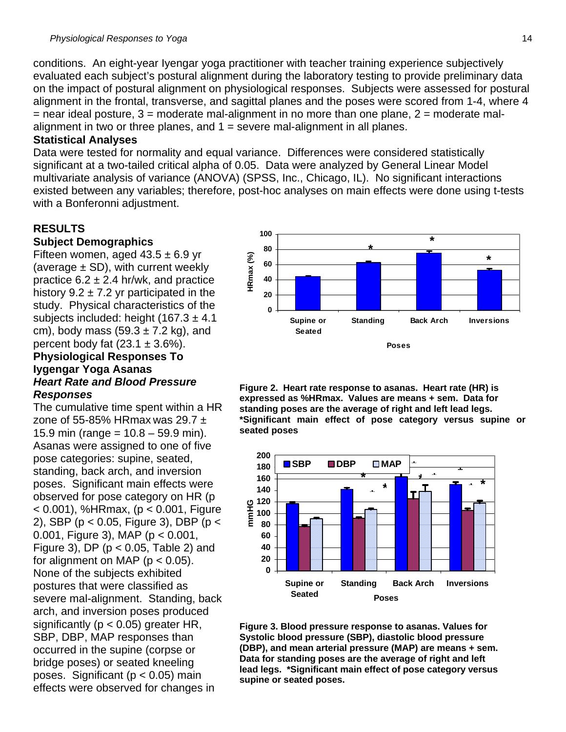conditions. An eight-year Iyengar yoga practitioner with teacher training experience subjectively evaluated each subject's postural alignment during the laboratory testing to provide preliminary data on the impact of postural alignment on physiological responses. Subjects were assessed for postural alignment in the frontal, transverse, and sagittal planes and the poses were scored from 1-4, where 4 = near ideal posture, 3 = moderate mal-alignment in no more than one plane, 2 = moderate mal-alignment in two or three planes, and 1 = severe mal-alignment in all planes.

**Statistical Analyses**

Data were tested for normality and equal variance. Differences were considered statistically significant at a two-tailed critical alpha of 0.05. Data were analyzed by General Linear Model multivariate analysis of variance (ANOVA) (SPSS, Inc., Chicago, IL). No significant interactions existed between any variables; therefore, post-hoc analyses on main effects were done using t-tests with a Bonferonni adjustment.

## RESULTS

**Subject Demographics**

Fifteen women, aged 43.5 ± 6.9 yr (average ± SD), with current weekly practice 6.2 ± 2.4 hr/wk, and practice history 9.2 ± 7.2 yr participated in the study. Physical characteristics of the subjects included: height (167.3 ± 4.1 cm), body mass (59.3 ± 7.2 kg), and percent body fat (23.1 ± 3.6%).

**Physiological Responses To Iygengar Yoga Asanas**

***Heart Rate and Blood Pressure Responses***

The cumulative time spent within a HR zone of 55-85% HRmax was 29.7 ± 15.9 min (range = 10.8 – 59.9 min). Asanas were assigned to one of five pose categories: supine, seated, standing, back arch, and inversion poses. Significant main effects were observed for pose category on HR ($p < 0.001$), %HRmax, ($p < 0.001$, Figure 2), SBP ($p < 0.05$, Figure 3), DBP ($p < 0.001$, Figure 3), MAP ($p < 0.001$, Figure 3), DP ($p < 0.05$, Table 2) and for alignment on MAP ($p < 0.05$). None of the subjects exhibited postures that were classified as severe mal-alignment. Standing, back arch, and inversion poses produced significantly ($p < 0.05$) greater HR, SBP, DBP, MAP responses than occurred in the supine (corpse or bridge poses) or seated kneeling poses. Significant ($p < 0.05$) main effects were observed for changes in

**Figure 2. Heart rate response to asanas. Heart rate (HR) is expressed as %HRmax. Values are means + sem. Data for standing poses are the average of right and left lead legs. *Significant main effect of pose category versus supine or seated poses**

**Figure 3. Blood pressure response to asanas. Values for Systolic blood pressure (SBP), diastolic blood pressure (DBP), and mean arterial pressure (MAP) are means + sem. Data for standing poses are the average of right and left lead legs. *Significant main effect of pose category versus supine or seated poses.**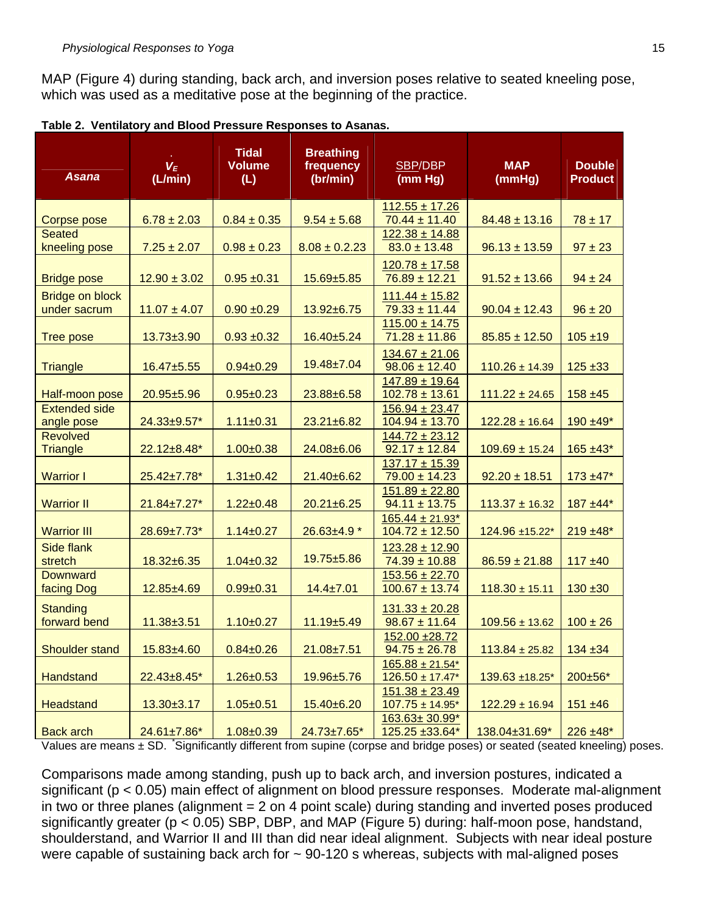MAP (Figure 4) during standing, back arch, and inversion poses relative to seated kneeling pose, which was used as a meditative pose at the beginning of the practice.

**Table 2. Ventilatory and Blood Pressure Responses to Asanas.**

| *Asana* | $\dot{V}_E$ (L/min) | Tidal Volume (L) | Breathing frequency (br/min) | SBP/DBP (mm Hg) | MAP (mmHg) | Double Product |
|---|---|---|---|---|---|---|
| Corpse pose | 6.78 ± 2.03 | 0.84 ± 0.35 | 9.54 ± 5.68 | 112.55 ± 17.26 / 70.44 ± 11.40 | 84.48 ± 13.16 | 78 ± 17 |
| Seated kneeling pose | 7.25 ± 2.07 | 0.98 ± 0.23 | 8.08 ± 0.2.23 | 122.38 ± 14.88 / 83.0 ± 13.48 | 96.13 ± 13.59 | 97 ± 23 |
| Bridge pose | 12.90 ± 3.02 | 0.95 ±0.31 | 15.69±5.85 | 120.78 ± 17.58 / 76.89 ± 12.21 | 91.52 ± 13.66 | 94 ± 24 |
| Bridge on block under sacrum | 11.07 ± 4.07 | 0.90 ±0.29 | 13.92±6.75 | 111.44 ± 15.82 / 79.33 ± 11.44 | 90.04 ± 12.43 | 96 ± 20 |
| Tree pose | 13.73±3.90 | 0.93 ±0.32 | 16.40±5.24 | 115.00 ± 14.75 / 71.28 ± 11.86 | 85.85 ± 12.50 | 105 ±19 |
| Triangle | 16.47±5.55 | 0.94±0.29 | 19.48±7.04 | 134.67 ± 21.06 / 98.06 ± 12.40 | 110.26 ± 14.39 | 125 ±33 |
| Half-moon pose | 20.95±5.96 | 0.95±0.23 | 23.88±6.58 | 147.89 ± 19.64 / 102.78 ± 13.61 | 111.22 ± 24.65 | 158 ±45 |
| Extended side angle pose | 24.33±9.57* | 1.11±0.31 | 23.21±6.82 | 156.94 ± 23.47 / 104.94 ± 13.70 | 122.28 ± 16.64 | 190 ±49* |
| Revolved Triangle | 22.12±8.48* | 1.00±0.38 | 24.08±6.06 | 144.72 ± 23.12 / 92.17 ± 12.84 | 109.69 ± 15.24 | 165 ±43* |
| Warrior I | 25.42±7.78* | 1.31±0.42 | 21.40±6.62 | 137.17 ± 15.39 / 79.00 ± 14.23 | 92.20 ± 18.51 | 173 ±47* |
| Warrior II | 21.84±7.27* | 1.22±0.48 | 20.21±6.25 | 151.89 ± 22.80 / 94.11 ± 13.75 | 113.37 ± 16.32 | 187 ±44* |
| Warrior III | 28.69±7.73* | 1.14±0.27 | 26.63±4.9 * | 165.44 ± 21.93* / 104.72 ± 12.50 | 124.96 ±15.22* | 219 ±48* |
| Side flank stretch | 18.32±6.35 | 1.04±0.32 | 19.75±5.86 | 123.28 ± 12.90 / 74.39 ± 10.88 | 86.59 ± 21.88 | 117 ±40 |
| Downward facing Dog | 12.85±4.69 | 0.99±0.31 | 14.4±7.01 | 153.56 ± 22.70 / 100.67 ± 13.74 | 118.30 ± 15.11 | 130 ±30 |
| Standing forward bend | 11.38±3.51 | 1.10±0.27 | 11.19±5.49 | 131.33 ± 20.28 / 98.67 ± 11.64 | 109.56 ± 13.62 | 100 ± 26 |
| Shoulder stand | 15.83±4.60 | 0.84±0.26 | 21.08±7.51 | 152.00 ±28.72 / 94.75 ± 26.78 | 113.84 ± 25.82 | 134 ±34 |
| Handstand | 22.43±8.45* | 1.26±0.53 | 19.96±5.76 | 165.88 ± 21.54* / 126.50 ± 17.47* | 139.63 ±18.25* | 200±56* |
| Headstand | 13.30±3.17 | 1.05±0.51 | 15.40±6.20 | 151.38 ± 23.49 / 107.75 ± 14.95* | 122.29 ± 16.94 | 151 ±46 |
| Back arch | 24.61±7.86* | 1.08±0.39 | 24.73±7.65* | 163.63± 30.99* / 125.25 ±33.64* | 138.04±31.69* | 226 ±48* |

Values are means ± SD. *Significantly different from supine (corpse and bridge poses) or seated (seated kneeling) poses.

Comparisons made among standing, push up to back arch, and inversion postures, indicated a significant ($p < 0.05$) main effect of alignment on blood pressure responses. Moderate mal-alignment in two or three planes (alignment = 2 on 4 point scale) during standing and inverted poses produced significantly greater ($p < 0.05$) SBP, DBP, and MAP (Figure 5) during: half-moon pose, handstand, shoulderstand, and Warrior II and III than did near ideal alignment. Subjects with near ideal posture were capable of sustaining back arch for ~ 90-120 s whereas, subjects with mal-aligned poses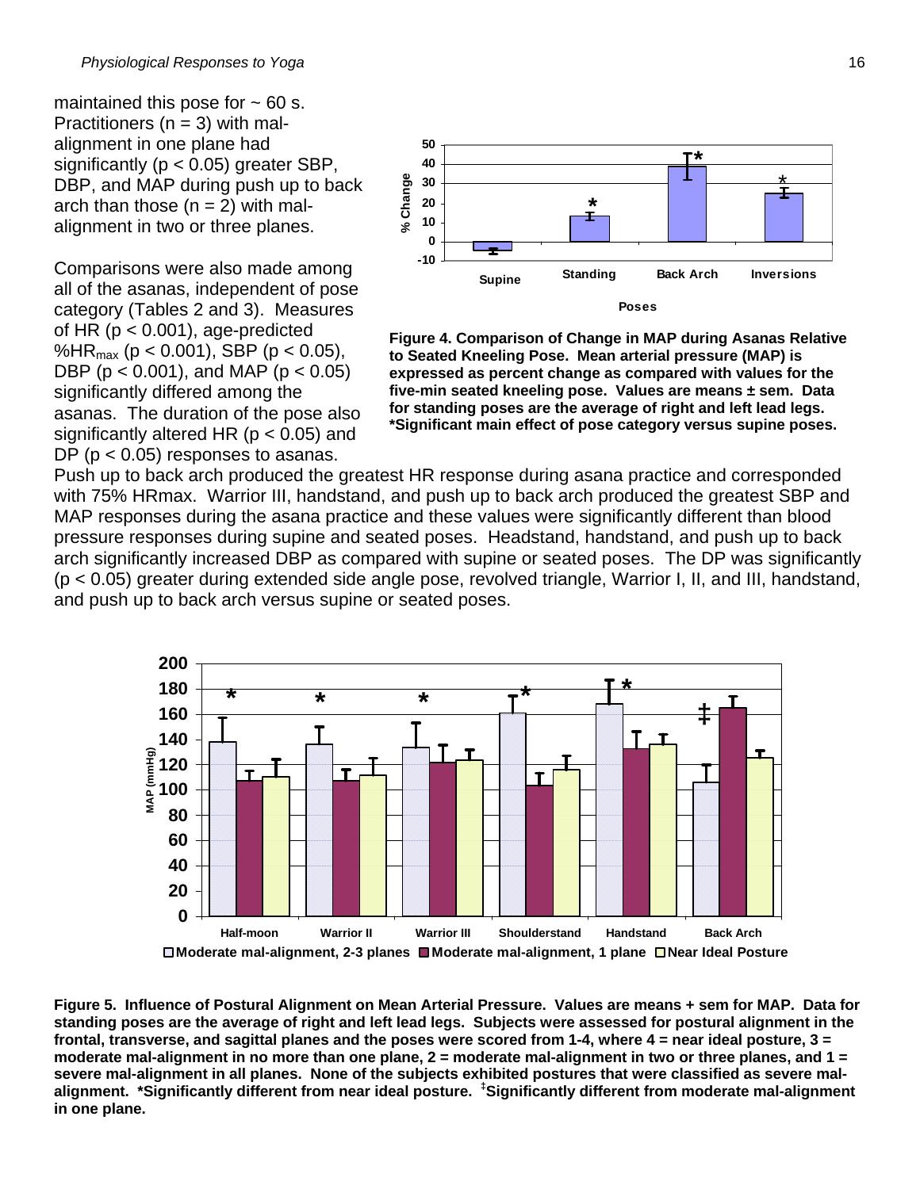maintained this pose for ~ 60 s. Practitioners ($n = 3$) with mal-alignment in one plane had significantly ($p < 0.05$) greater SBP, DBP, and MAP during push up to back arch than those ($n = 2$) with mal-alignment in two or three planes.

Comparisons were also made among all of the asanas, independent of pose category (Tables 2 and 3). Measures of HR ($p < 0.001$), age-predicted $\%HR_{max}$ ($p < 0.001$), SBP ($p < 0.05$), DBP ($p < 0.001$), and MAP ($p < 0.05$) significantly differed among the asanas. The duration of the pose also significantly altered HR ($p < 0.05$) and DP ($p < 0.05$) responses to asanas. Push up to back arch produced the greatest HR response during asana practice and corresponded with 75% HRmax. Warrior III, handstand, and push up to back arch produced the greatest SBP and MAP responses during the asana practice and these values were significantly different than blood pressure responses during supine and seated poses. Headstand, handstand, and push up to back arch significantly increased DBP as compared with supine or seated poses. The DP was significantly ($p < 0.05$) greater during extended side angle pose, revolved triangle, Warrior I, II, and III, handstand, and push up to back arch versus supine or seated poses.

**Figure 4. Comparison of Change in MAP during Asanas Relative to Seated Kneeling Pose. Mean arterial pressure (MAP) is expressed as percent change as compared with values for the five-min seated kneeling pose. Values are means ± sem. Data for standing poses are the average of right and left lead legs. *Significant main effect of pose category versus supine poses.**

**Figure 5. Influence of Postural Alignment on Mean Arterial Pressure. Values are means + sem for MAP. Data for standing poses are the average of right and left lead legs. Subjects were assessed for postural alignment in the frontal, transverse, and sagittal planes and the poses were scored from 1-4, where 4 = near ideal posture, 3 = moderate mal-alignment in no more than one plane, 2 = moderate mal-alignment in two or three planes, and 1 = severe mal-alignment in all planes. None of the subjects exhibited postures that were classified as severe mal-alignment. *Significantly different from near ideal posture. [‡]Significantly different from moderate mal-alignment in one plane.**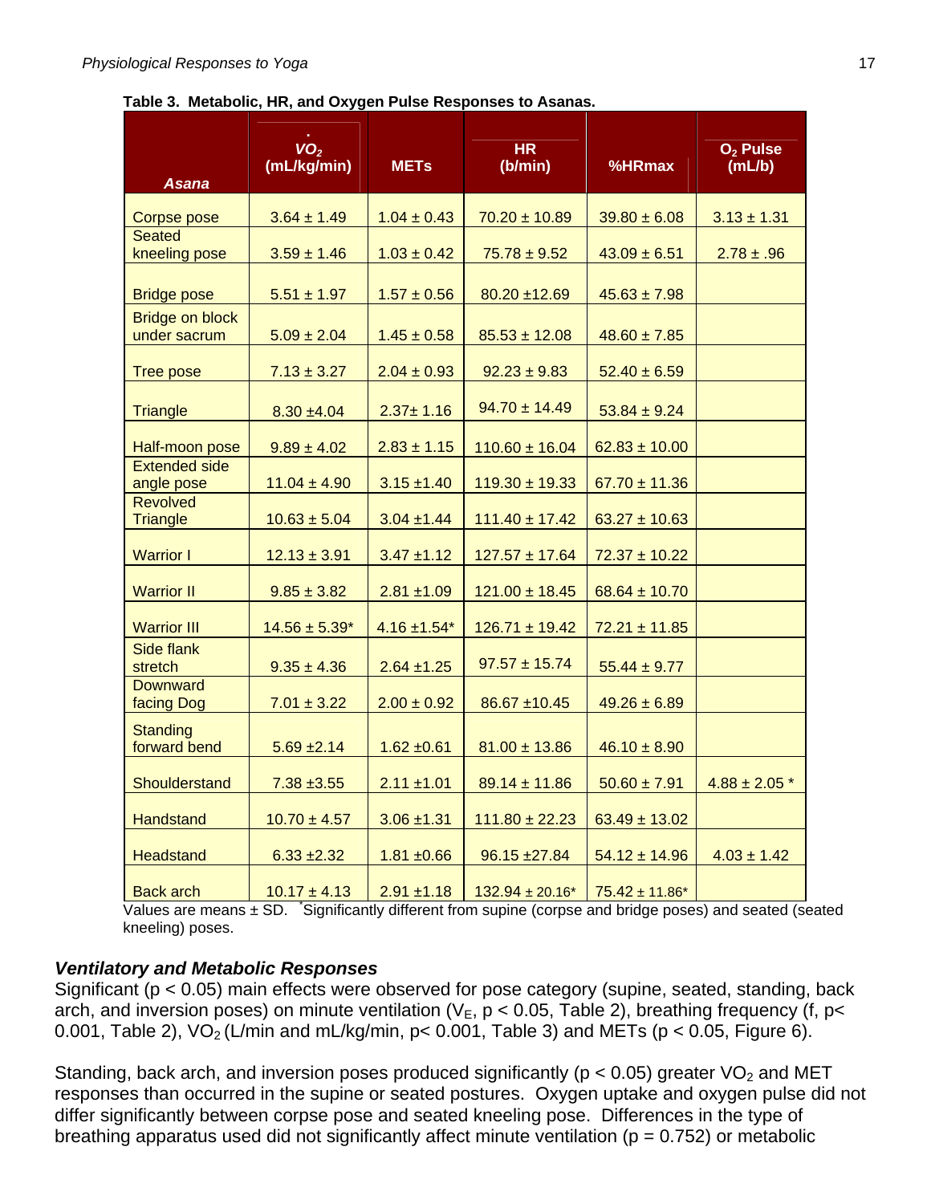**Table 3. Metabolic, HR, and Oxygen Pulse Responses to Asanas.**

| *Asana* | $\dot{V}O_2$ (mL/kg/min) | METs | HR (b/min) | %HRmax | $O_2$ Pulse (mL/b) |
|---|---|---|---|---|---|
| Corpse pose | 3.64 ± 1.49 | 1.04 ± 0.43 | 70.20 ± 10.89 | 39.80 ± 6.08 | 3.13 ± 1.31 |
| Seated kneeling pose | 3.59 ± 1.46 | 1.03 ± 0.42 | 75.78 ± 9.52 | 43.09 ± 6.51 | 2.78 ± .96 |
| Bridge pose | 5.51 ± 1.97 | 1.57 ± 0.56 | 80.20 ±12.69 | 45.63 ± 7.98 | |
| Bridge on block under sacrum | 5.09 ± 2.04 | 1.45 ± 0.58 | 85.53 ± 12.08 | 48.60 ± 7.85 | |
| Tree pose | 7.13 ± 3.27 | 2.04 ± 0.93 | 92.23 ± 9.83 | 52.40 ± 6.59 | |
| Triangle | 8.30 ±4.04 | 2.37± 1.16 | 94.70 ± 14.49 | 53.84 ± 9.24 | |
| Half-moon pose | 9.89 ± 4.02 | 2.83 ± 1.15 | 110.60 ± 16.04 | 62.83 ± 10.00 | |
| Extended side angle pose | 11.04 ± 4.90 | 3.15 ±1.40 | 119.30 ± 19.33 | 67.70 ± 11.36 | |
| Revolved Triangle | 10.63 ± 5.04 | 3.04 ±1.44 | 111.40 ± 17.42 | 63.27 ± 10.63 | |
| Warrior I | 12.13 ± 3.91 | 3.47 ±1.12 | 127.57 ± 17.64 | 72.37 ± 10.22 | |
| Warrior II | 9.85 ± 3.82 | 2.81 ±1.09 | 121.00 ± 18.45 | 68.64 ± 10.70 | |
| Warrior III | 14.56 ± 5.39* | 4.16 ±1.54* | 126.71 ± 19.42 | 72.21 ± 11.85 | |
| Side flank stretch | 9.35 ± 4.36 | 2.64 ±1.25 | 97.57 ± 15.74 | 55.44 ± 9.77 | |
| Downward facing Dog | 7.01 ± 3.22 | 2.00 ± 0.92 | 86.67 ±10.45 | 49.26 ± 6.89 | |
| Standing forward bend | 5.69 ±2.14 | 1.62 ±0.61 | 81.00 ± 13.86 | 46.10 ± 8.90 | |
| Shoulderstand | 7.38 ±3.55 | 2.11 ±1.01 | 89.14 ± 11.86 | 50.60 ± 7.91 | 4.88 ± 2.05 * |
| Handstand | 10.70 ± 4.57 | 3.06 ±1.31 | 111.80 ± 22.23 | 63.49 ± 13.02 | |
| Headstand | 6.33 ±2.32 | 1.81 ±0.66 | 96.15 ±27.84 | 54.12 ± 14.96 | 4.03 ± 1.42 |
| Back arch | 10.17 ± 4.13 | 2.91 ±1.18 | 132.94 ± 20.16* | 75.42 ± 11.86* | |

Values are means ± SD. *Significantly different from supine (corpse and bridge poses) and seated (seated kneeling) poses.

### *Ventilatory and Metabolic Responses*

Significant ($p < 0.05$) main effects were observed for pose category (supine, seated, standing, back arch, and inversion poses) on minute ventilation ($V_E$, $p < 0.05$, Table 2), breathing frequency (f, $p < 0.001$, Table 2), $VO_2$ (L/min and mL/kg/min, $p < 0.001$, Table 3) and METs ($p < 0.05$, Figure 6).

Standing, back arch, and inversion poses produced significantly ($p < 0.05$) greater $VO_2$ and MET responses than occurred in the supine or seated postures. Oxygen uptake and oxygen pulse did not differ significantly between corpse pose and seated kneeling pose. Differences in the type of breathing apparatus used did not significantly affect minute ventilation ($p = 0.752$) or metabolic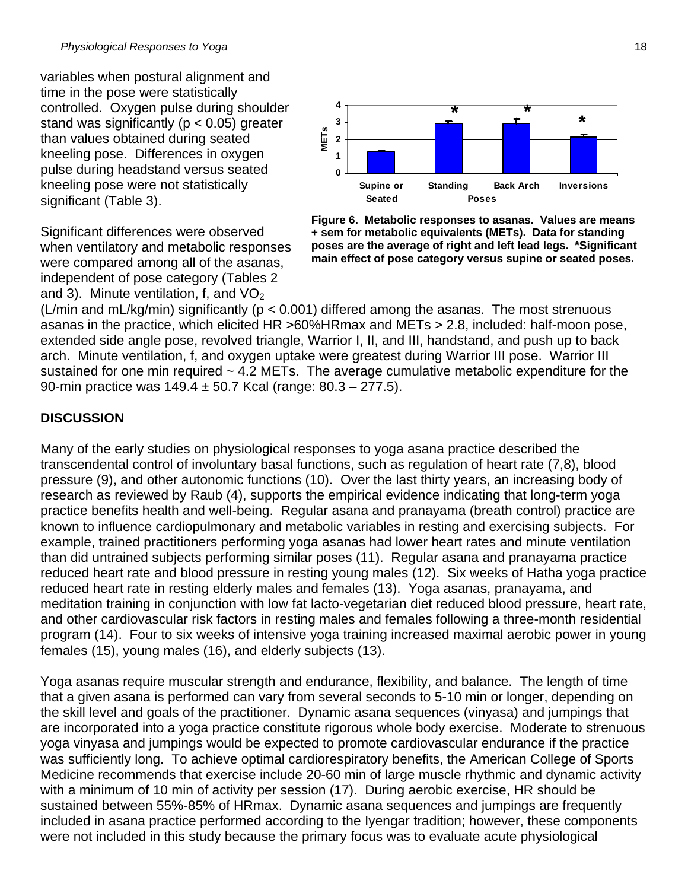variables when postural alignment and time in the pose were statistically controlled. Oxygen pulse during shoulder stand was significantly ($p < 0.05$) greater than values obtained during seated kneeling pose. Differences in oxygen pulse during headstand versus seated kneeling pose were not statistically significant (Table 3).

**Figure 6. Metabolic responses to asanas. Values are means + sem for metabolic equivalents (METs). Data for standing poses are the average of right and left lead legs. *Significant main effect of pose category versus supine or seated poses.**

Significant differences were observed when ventilatory and metabolic responses were compared among all of the asanas, independent of pose category (Tables 2 and 3). Minute ventilation, f, and $VO_2$ (L/min and mL/kg/min) significantly ($p < 0.001$) differed among the asanas. The most strenuous asanas in the practice, which elicited HR >60%HRmax and METs > 2.8, included: half-moon pose, extended side angle pose, revolved triangle, Warrior I, II, and III, handstand, and push up to back arch. Minute ventilation, f, and oxygen uptake were greatest during Warrior III pose. Warrior III sustained for one min required ~ 4.2 METs. The average cumulative metabolic expenditure for the 90-min practice was 149.4 ± 50.7 Kcal (range: 80.3 – 277.5).

## DISCUSSION

Many of the early studies on physiological responses to yoga asana practice described the transcendental control of involuntary basal functions, such as regulation of heart rate (7,8), blood pressure (9), and other autonomic functions (10). Over the last thirty years, an increasing body of research as reviewed by Raub (4), supports the empirical evidence indicating that long-term yoga practice benefits health and well-being. Regular asana and pranayama (breath control) practice are known to influence cardiopulmonary and metabolic variables in resting and exercising subjects. For example, trained practitioners performing yoga asanas had lower heart rates and minute ventilation than did untrained subjects performing similar poses (11). Regular asana and pranayama practice reduced heart rate and blood pressure in resting young males (12). Six weeks of Hatha yoga practice reduced heart rate in resting elderly males and females (13). Yoga asanas, pranayama, and meditation training in conjunction with low fat lacto-vegetarian diet reduced blood pressure, heart rate, and other cardiovascular risk factors in resting males and females following a three-month residential program (14). Four to six weeks of intensive yoga training increased maximal aerobic power in young females (15), young males (16), and elderly subjects (13).

Yoga asanas require muscular strength and endurance, flexibility, and balance. The length of time that a given asana is performed can vary from several seconds to 5-10 min or longer, depending on the skill level and goals of the practitioner. Dynamic asana sequences (vinyasa) and jumpings that are incorporated into a yoga practice constitute rigorous whole body exercise. Moderate to strenuous yoga vinyasa and jumpings would be expected to promote cardiovascular endurance if the practice was sufficiently long. To achieve optimal cardiorespiratory benefits, the American College of Sports Medicine recommends that exercise include 20-60 min of large muscle rhythmic and dynamic activity with a minimum of 10 min of activity per session (17). During aerobic exercise, HR should be sustained between 55%-85% of HRmax. Dynamic asana sequences and jumpings are frequently included in asana practice performed according to the Iyengar tradition; however, these components were not included in this study because the primary focus was to evaluate acute physiological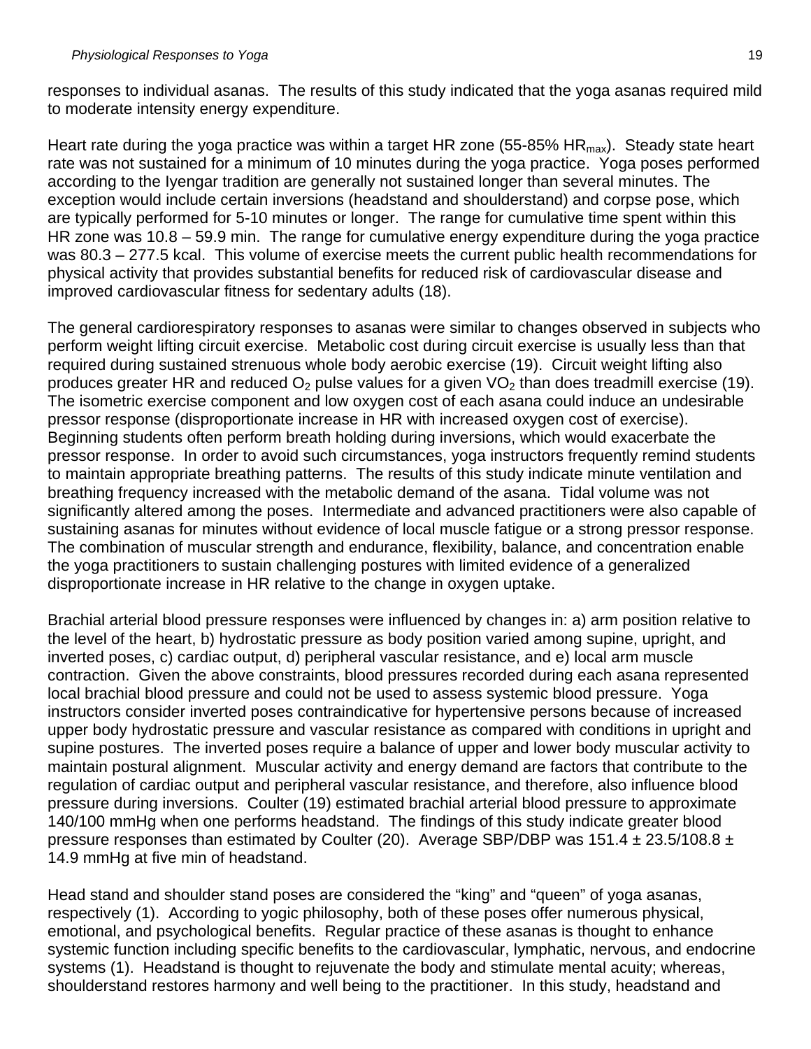responses to individual asanas. The results of this study indicated that the yoga asanas required mild to moderate intensity energy expenditure.

Heart rate during the yoga practice was within a target HR zone (55-85% $HR_{max}$). Steady state heart rate was not sustained for a minimum of 10 minutes during the yoga practice. Yoga poses performed according to the Iyengar tradition are generally not sustained longer than several minutes. The exception would include certain inversions (headstand and shoulderstand) and corpse pose, which are typically performed for 5-10 minutes or longer. The range for cumulative time spent within this HR zone was 10.8 – 59.9 min. The range for cumulative energy expenditure during the yoga practice was 80.3 – 277.5 kcal. This volume of exercise meets the current public health recommendations for physical activity that provides substantial benefits for reduced risk of cardiovascular disease and improved cardiovascular fitness for sedentary adults (18).

The general cardiorespiratory responses to asanas were similar to changes observed in subjects who perform weight lifting circuit exercise. Metabolic cost during circuit exercise is usually less than that required during sustained strenuous whole body aerobic exercise (19). Circuit weight lifting also produces greater HR and reduced $O_2$ pulse values for a given $VO_2$ than does treadmill exercise (19). The isometric exercise component and low oxygen cost of each asana could induce an undesirable pressor response (disproportionate increase in HR with increased oxygen cost of exercise). Beginning students often perform breath holding during inversions, which would exacerbate the pressor response. In order to avoid such circumstances, yoga instructors frequently remind students to maintain appropriate breathing patterns. The results of this study indicate minute ventilation and breathing frequency increased with the metabolic demand of the asana. Tidal volume was not significantly altered among the poses. Intermediate and advanced practitioners were also capable of sustaining asanas for minutes without evidence of local muscle fatigue or a strong pressor response. The combination of muscular strength and endurance, flexibility, balance, and concentration enable the yoga practitioners to sustain challenging postures with limited evidence of a generalized disproportionate increase in HR relative to the change in oxygen uptake.

Brachial arterial blood pressure responses were influenced by changes in: a) arm position relative to the level of the heart, b) hydrostatic pressure as body position varied among supine, upright, and inverted poses, c) cardiac output, d) peripheral vascular resistance, and e) local arm muscle contraction. Given the above constraints, blood pressures recorded during each asana represented local brachial blood pressure and could not be used to assess systemic blood pressure. Yoga instructors consider inverted poses contraindicative for hypertensive persons because of increased upper body hydrostatic pressure and vascular resistance as compared with conditions in upright and supine postures. The inverted poses require a balance of upper and lower body muscular activity to maintain postural alignment. Muscular activity and energy demand are factors that contribute to the regulation of cardiac output and peripheral vascular resistance, and therefore, also influence blood pressure during inversions. Coulter (19) estimated brachial arterial blood pressure to approximate 140/100 mmHg when one performs headstand. The findings of this study indicate greater blood pressure responses than estimated by Coulter (20). Average SBP/DBP was 151.4 ± 23.5/108.8 ± 14.9 mmHg at five min of headstand.

Head stand and shoulder stand poses are considered the "king" and "queen" of yoga asanas, respectively (1). According to yogic philosophy, both of these poses offer numerous physical, emotional, and psychological benefits. Regular practice of these asanas is thought to enhance systemic function including specific benefits to the cardiovascular, lymphatic, nervous, and endocrine systems (1). Headstand is thought to rejuvenate the body and stimulate mental acuity; whereas, shoulderstand restores harmony and well being to the practitioner. In this study, headstand and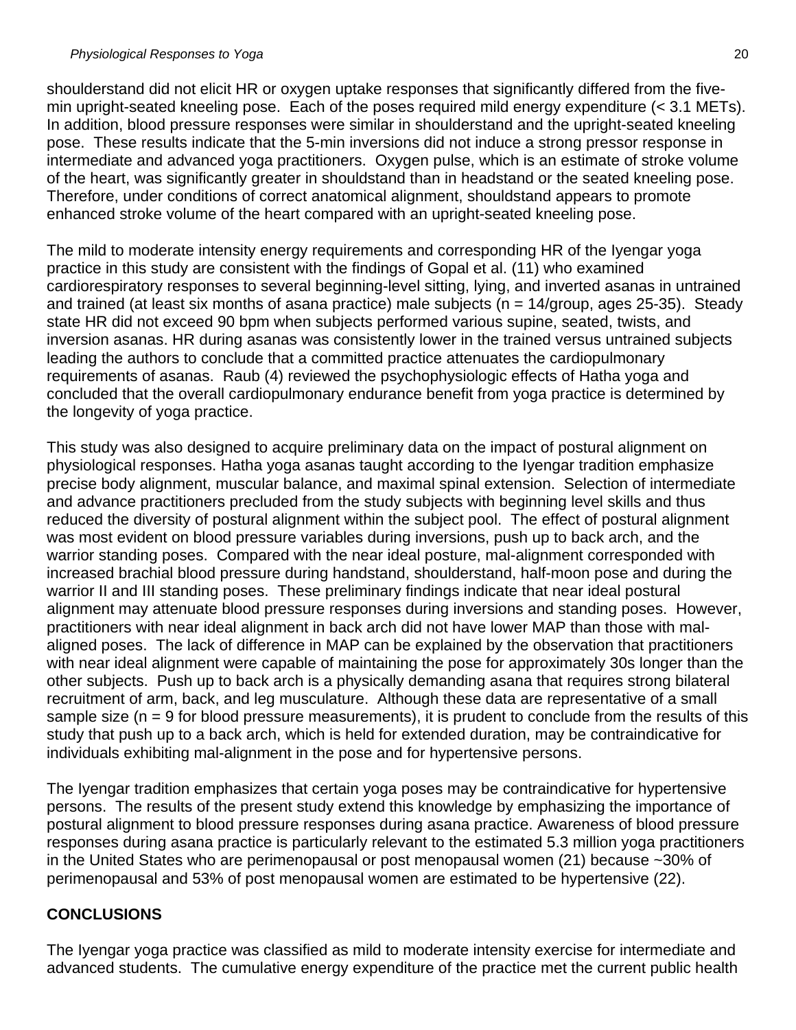shoulderstand did not elicit HR or oxygen uptake responses that significantly differed from the five-min upright-seated kneeling pose. Each of the poses required mild energy expenditure (< 3.1 METs). In addition, blood pressure responses were similar in shoulderstand and the upright-seated kneeling pose. These results indicate that the 5-min inversions did not induce a strong pressor response in intermediate and advanced yoga practitioners. Oxygen pulse, which is an estimate of stroke volume of the heart, was significantly greater in shouldstand than in headstand or the seated kneeling pose. Therefore, under conditions of correct anatomical alignment, shouldstand appears to promote enhanced stroke volume of the heart compared with an upright-seated kneeling pose.

The mild to moderate intensity energy requirements and corresponding HR of the Iyengar yoga practice in this study are consistent with the findings of Gopal et al. (11) who examined cardiorespiratory responses to several beginning-level sitting, lying, and inverted asanas in untrained and trained (at least six months of asana practice) male subjects (n = 14/group, ages 25-35). Steady state HR did not exceed 90 bpm when subjects performed various supine, seated, twists, and inversion asanas. HR during asanas was consistently lower in the trained versus untrained subjects leading the authors to conclude that a committed practice attenuates the cardiopulmonary requirements of asanas. Raub (4) reviewed the psychophysiologic effects of Hatha yoga and concluded that the overall cardiopulmonary endurance benefit from yoga practice is determined by the longevity of yoga practice.

This study was also designed to acquire preliminary data on the impact of postural alignment on physiological responses. Hatha yoga asanas taught according to the Iyengar tradition emphasize precise body alignment, muscular balance, and maximal spinal extension. Selection of intermediate and advance practitioners precluded from the study subjects with beginning level skills and thus reduced the diversity of postural alignment within the subject pool. The effect of postural alignment was most evident on blood pressure variables during inversions, push up to back arch, and the warrior standing poses. Compared with the near ideal posture, mal-alignment corresponded with increased brachial blood pressure during handstand, shoulderstand, half-moon pose and during the warrior II and III standing poses. These preliminary findings indicate that near ideal postural alignment may attenuate blood pressure responses during inversions and standing poses. However, practitioners with near ideal alignment in back arch did not have lower MAP than those with mal-aligned poses. The lack of difference in MAP can be explained by the observation that practitioners with near ideal alignment were capable of maintaining the pose for approximately 30s longer than the other subjects. Push up to back arch is a physically demanding asana that requires strong bilateral recruitment of arm, back, and leg musculature. Although these data are representative of a small sample size (n = 9 for blood pressure measurements), it is prudent to conclude from the results of this study that push up to a back arch, which is held for extended duration, may be contraindicative for individuals exhibiting mal-alignment in the pose and for hypertensive persons.

The Iyengar tradition emphasizes that certain yoga poses may be contraindicative for hypertensive persons. The results of the present study extend this knowledge by emphasizing the importance of postural alignment to blood pressure responses during asana practice. Awareness of blood pressure responses during asana practice is particularly relevant to the estimated 5.3 million yoga practitioners in the United States who are perimenopausal or post menopausal women (21) because ~30% of perimenopausal and 53% of post menopausal women are estimated to be hypertensive (22).

## CONCLUSIONS

The Iyengar yoga practice was classified as mild to moderate intensity exercise for intermediate and advanced students. The cumulative energy expenditure of the practice met the current public health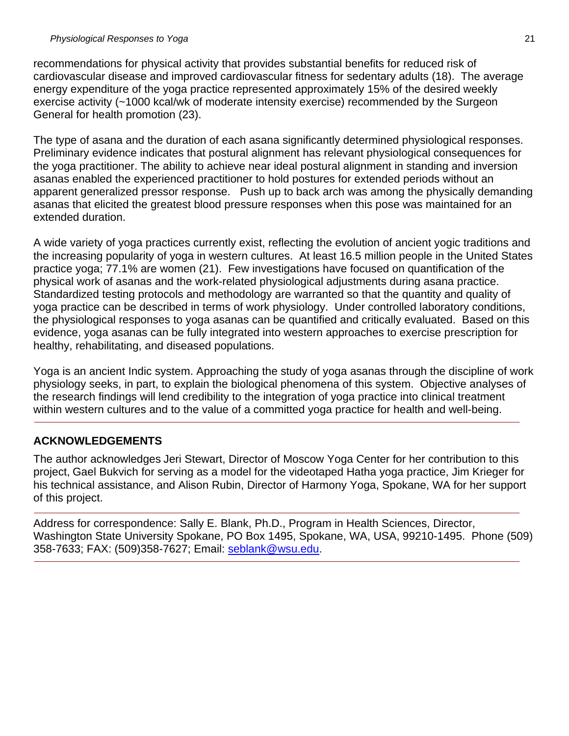recommendations for physical activity that provides substantial benefits for reduced risk of cardiovascular disease and improved cardiovascular fitness for sedentary adults (18). The average energy expenditure of the yoga practice represented approximately 15% of the desired weekly exercise activity (~1000 kcal/wk of moderate intensity exercise) recommended by the Surgeon General for health promotion (23).

The type of asana and the duration of each asana significantly determined physiological responses. Preliminary evidence indicates that postural alignment has relevant physiological consequences for the yoga practitioner. The ability to achieve near ideal postural alignment in standing and inversion asanas enabled the experienced practitioner to hold postures for extended periods without an apparent generalized pressor response. Push up to back arch was among the physically demanding asanas that elicited the greatest blood pressure responses when this pose was maintained for an extended duration.

A wide variety of yoga practices currently exist, reflecting the evolution of ancient yogic traditions and the increasing popularity of yoga in western cultures. At least 16.5 million people in the United States practice yoga; 77.1% are women (21). Few investigations have focused on quantification of the physical work of asanas and the work-related physiological adjustments during asana practice. Standardized testing protocols and methodology are warranted so that the quantity and quality of yoga practice can be described in terms of work physiology. Under controlled laboratory conditions, the physiological responses to yoga asanas can be quantified and critically evaluated. Based on this evidence, yoga asanas can be fully integrated into western approaches to exercise prescription for healthy, rehabilitating, and diseased populations.

Yoga is an ancient Indic system. Approaching the study of yoga asanas through the discipline of work physiology seeks, in part, to explain the biological phenomena of this system. Objective analyses of the research findings will lend credibility to the integration of yoga practice into clinical treatment within western cultures and to the value of a committed yoga practice for health and well-being.

## ACKNOWLEDGEMENTS

The author acknowledges Jeri Stewart, Director of Moscow Yoga Center for her contribution to this project, Gael Bukvich for serving as a model for the videotaped Hatha yoga practice, Jim Krieger for his technical assistance, and Alison Rubin, Director of Harmony Yoga, Spokane, WA for her support of this project.

Address for correspondence: Sally E. Blank, Ph.D., Program in Health Sciences, Director, Washington State University Spokane, PO Box 1495, Spokane, WA, USA, 99210-1495. Phone (509) 358-7633; FAX: (509)358-7627; Email: seblank@wsu.edu.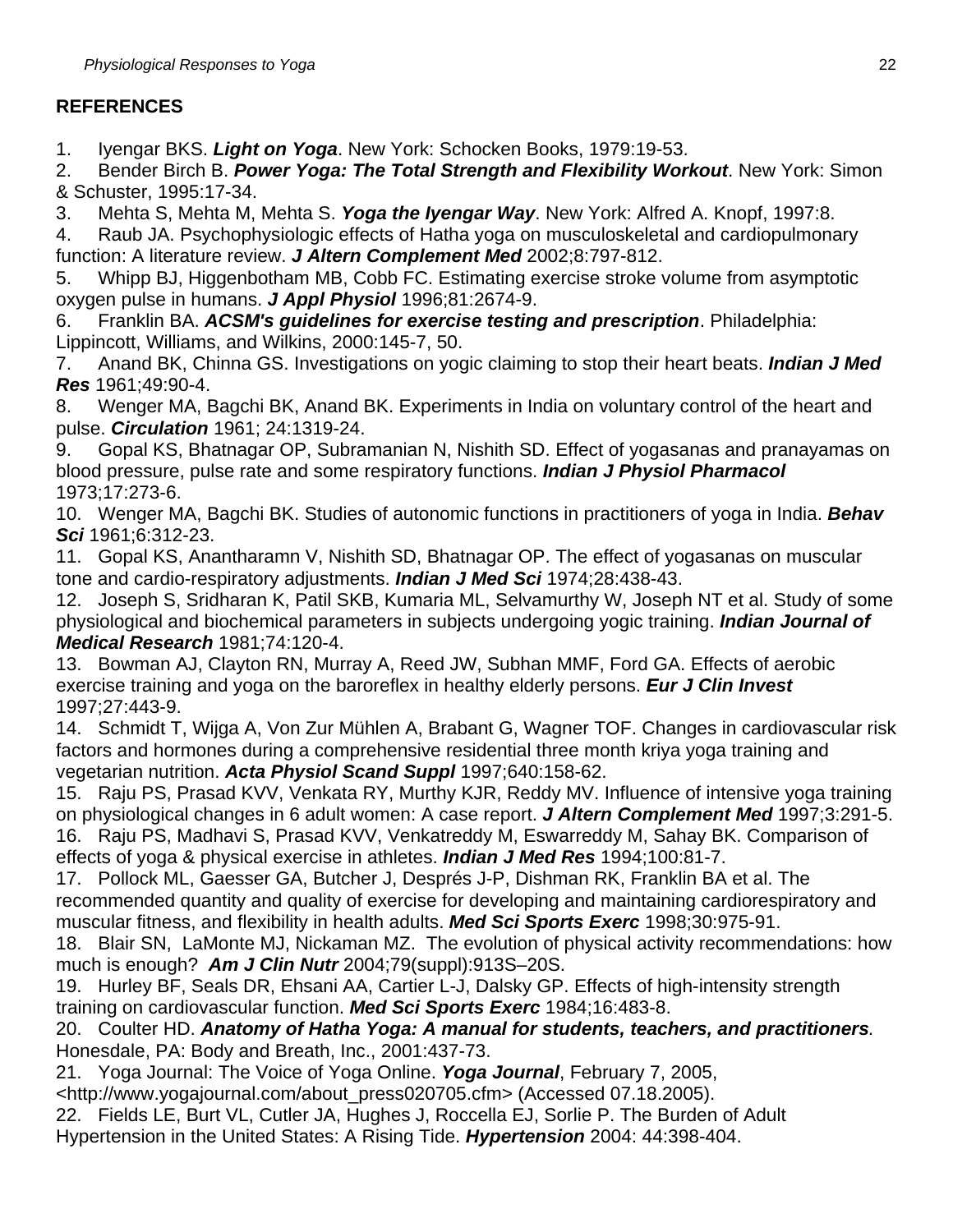## REFERENCES

1. Iyengar BKS. ***Light on Yoga***. New York: Schocken Books, 1979:19-53.
2. Bender Birch B. ***Power Yoga: The Total Strength and Flexibility Workout***. New York: Simon & Schuster, 1995:17-34.
3. Mehta S, Mehta M, Mehta S. ***Yoga the Iyengar Way***. New York: Alfred A. Knopf, 1997:8.
4. Raub JA. Psychophysiologic effects of Hatha yoga on musculoskeletal and cardiopulmonary function: A literature review. ***J Altern Complement Med*** 2002;8:797-812.
5. Whipp BJ, Higgenbotham MB, Cobb FC. Estimating exercise stroke volume from asymptotic oxygen pulse in humans. ***J Appl Physiol*** 1996;81:2674-9.
6. Franklin BA. ***ACSM's guidelines for exercise testing and prescription***. Philadelphia: Lippincott, Williams, and Wilkins, 2000:145-7, 50.
7. Anand BK, Chinna GS. Investigations on yogic claiming to stop their heart beats. ***Indian J Med Res*** 1961;49:90-4.
8. Wenger MA, Bagchi BK, Anand BK. Experiments in India on voluntary control of the heart and pulse. ***Circulation*** 1961; 24:1319-24.
9. Gopal KS, Bhatnagar OP, Subramanian N, Nishith SD. Effect of yogasanas and pranayamas on blood pressure, pulse rate and some respiratory functions. ***Indian J Physiol Pharmacol*** 1973;17:273-6.
10. Wenger MA, Bagchi BK. Studies of autonomic functions in practitioners of yoga in India. ***Behav Sci*** 1961;6:312-23.
11. Gopal KS, Anantharamn V, Nishith SD, Bhatnagar OP. The effect of yogasanas on muscular tone and cardio-respiratory adjustments. ***Indian J Med Sci*** 1974;28:438-43.
12. Joseph S, Sridharan K, Patil SKB, Kumaria ML, Selvamurthy W, Joseph NT et al. Study of some physiological and biochemical parameters in subjects undergoing yogic training. ***Indian Journal of Medical Research*** 1981;74:120-4.
13. Bowman AJ, Clayton RN, Murray A, Reed JW, Subhan MMF, Ford GA. Effects of aerobic exercise training and yoga on the baroreflex in healthy elderly persons. ***Eur J Clin Invest*** 1997;27:443-9.
14. Schmidt T, Wijga A, Von Zur Mühlen A, Brabant G, Wagner TOF. Changes in cardiovascular risk factors and hormones during a comprehensive residential three month kriya yoga training and vegetarian nutrition. ***Acta Physiol Scand Suppl*** 1997;640:158-62.
15. Raju PS, Prasad KVV, Venkata RY, Murthy KJR, Reddy MV. Influence of intensive yoga training on physiological changes in 6 adult women: A case report. ***J Altern Complement Med*** 1997;3:291-5.
16. Raju PS, Madhavi S, Prasad KVV, Venkatreddy M, Eswarreddy M, Sahay BK. Comparison of effects of yoga & physical exercise in athletes. ***Indian J Med Res*** 1994;100:81-7.
17. Pollock ML, Gaesser GA, Butcher J, Després J-P, Dishman RK, Franklin BA et al. The recommended quantity and quality of exercise for developing and maintaining cardiorespiratory and muscular fitness, and flexibility in health adults. ***Med Sci Sports Exerc*** 1998;30:975-91.
18. Blair SN, LaMonte MJ, Nickaman MZ. The evolution of physical activity recommendations: how much is enough? ***Am J Clin Nutr*** 2004;79(suppl):913S–20S.
19. Hurley BF, Seals DR, Ehsani AA, Cartier L-J, Dalsky GP. Effects of high-intensity strength training on cardiovascular function. ***Med Sci Sports Exerc*** 1984;16:483-8.
20. Coulter HD. ***Anatomy of Hatha Yoga: A manual for students, teachers, and practitioners***. Honesdale, PA: Body and Breath, Inc., 2001:437-73.
21. Yoga Journal: The Voice of Yoga Online. ***Yoga Journal***, February 7, 2005, <http://www.yogajournal.com/about_press020705.cfm> (Accessed 07.18.2005).
22. Fields LE, Burt VL, Cutler JA, Hughes J, Roccella EJ, Sorlie P. The Burden of Adult Hypertension in the United States: A Rising Tide. ***Hypertension*** 2004: 44:398-404.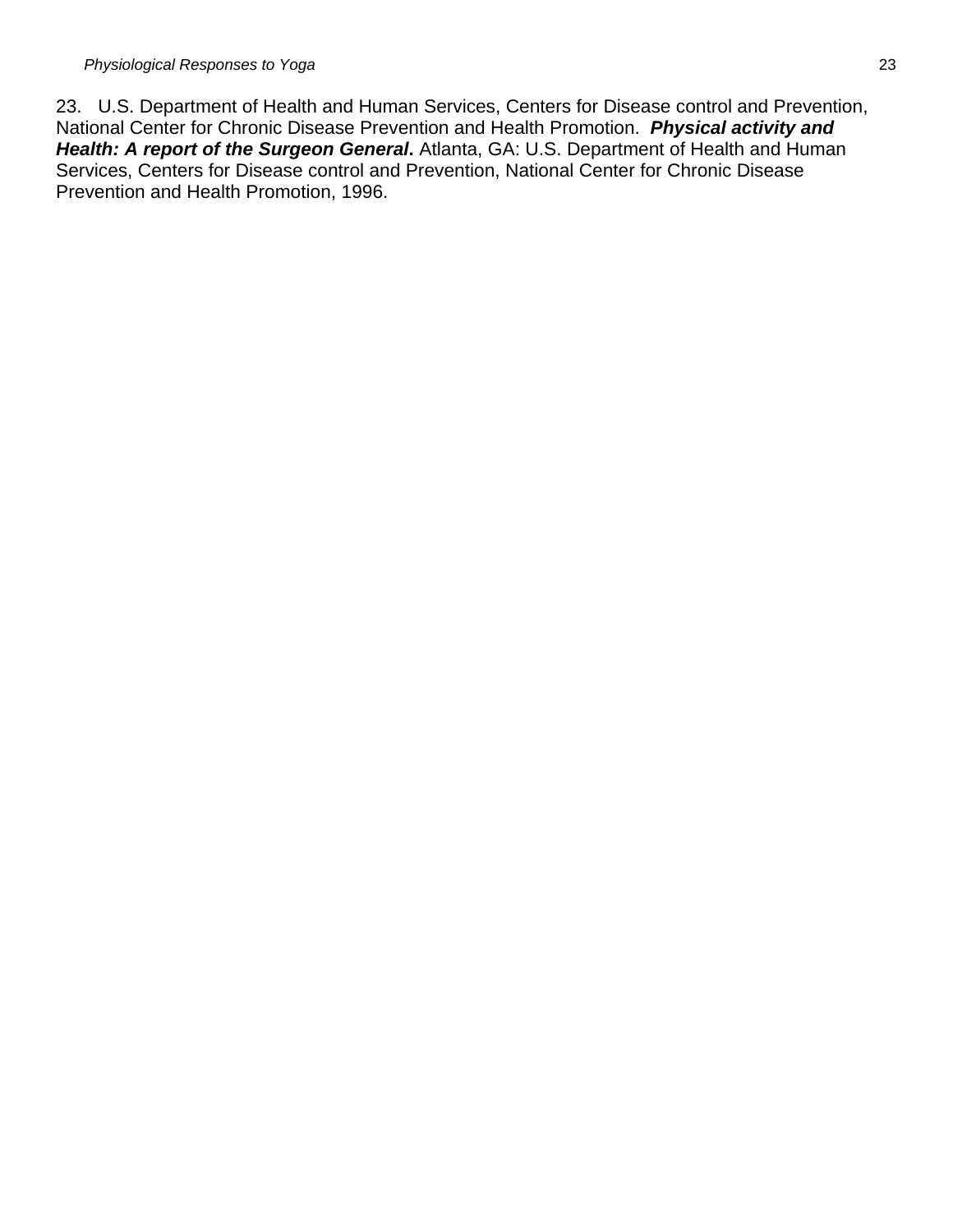23. U.S. Department of Health and Human Services, Centers for Disease control and Prevention, National Center for Chronic Disease Prevention and Health Promotion. ***Physical activity and Health: A report of the Surgeon General*****.** Atlanta, GA: U.S. Department of Health and Human Services, Centers for Disease control and Prevention, National Center for Chronic Disease Prevention and Health Promotion, 1996.